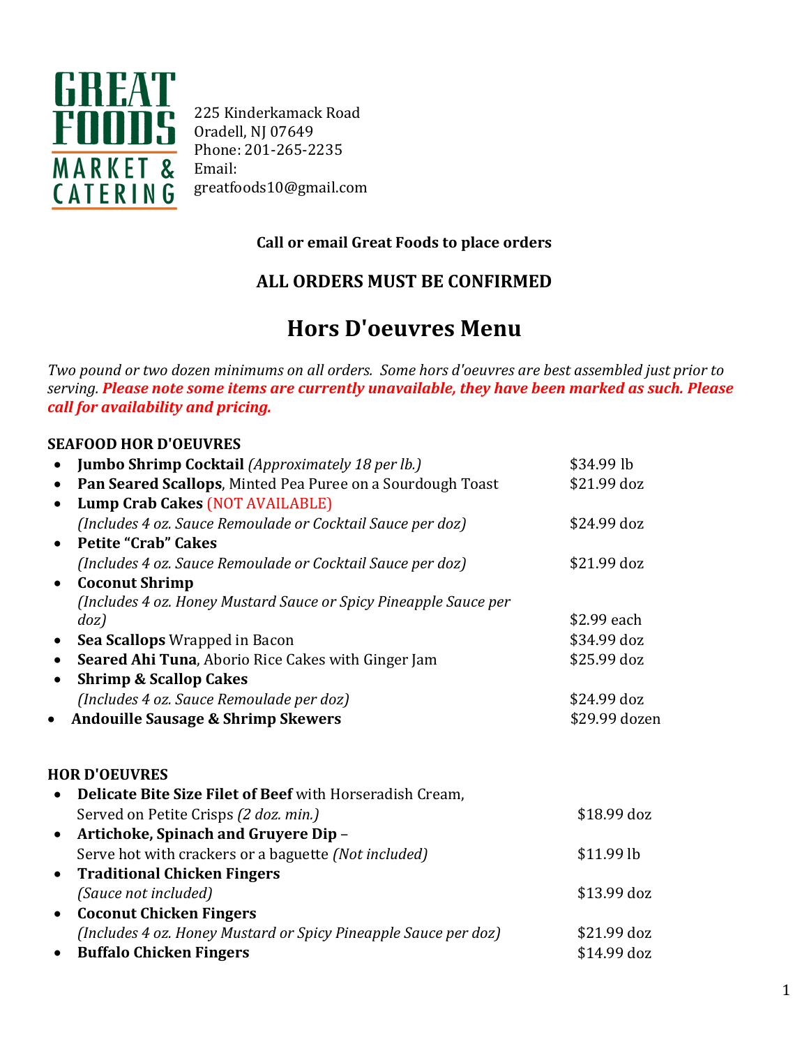**GREAT FOODS MARKET & CATERING**

225 Kinderkamack Road
Oradell, NJ 07649
Phone: 201-265-2235
Email:
greatfoods10@gmail.com

**Call or email Great Foods to place orders**

**ALL ORDERS MUST BE CONFIRMED**

# Hors D'oeuvres Menu

*Two pound or two dozen minimums on all orders. Some hors d'oeuvres are best assembled just prior to serving.* ***Please note some items are currently unavailable, they have been marked as such. Please call for availability and pricing.***

**SEAFOOD HOR D'OEUVRES**

- **Jumbo Shrimp Cocktail** *(Approximately 18 per lb.)* — $34.99 lb
- **Pan Seared Scallops**, Minted Pea Puree on a Sourdough Toast — $21.99 doz
- **Lump Crab Cakes** (NOT AVAILABLE)
  *(Includes 4 oz. Sauce Remoulade or Cocktail Sauce per doz)* — $24.99 doz
- **Petite "Crab" Cakes**
  *(Includes 4 oz. Sauce Remoulade or Cocktail Sauce per doz)* — $21.99 doz
- **Coconut Shrimp**
  *(Includes 4 oz. Honey Mustard Sauce or Spicy Pineapple Sauce per doz)* — $2.99 each
- **Sea Scallops** Wrapped in Bacon — $34.99 doz
- **Seared Ahi Tuna**, Aborio Rice Cakes with Ginger Jam — $25.99 doz
- **Shrimp & Scallop Cakes**
  *(Includes 4 oz. Sauce Remoulade per doz)* — $24.99 doz
- **Andouille Sausage & Shrimp Skewers** — $29.99 dozen

**HOR D'OEUVRES**

- **Delicate Bite Size Filet of Beef** with Horseradish Cream,
  Served on Petite Crisps *(2 doz. min.)* — $18.99 doz
- **Artichoke, Spinach and Gruyere Dip** –
  Serve hot with crackers or a baguette *(Not included)* — $11.99 lb
- **Traditional Chicken Fingers**
  *(Sauce not included)* — $13.99 doz
- **Coconut Chicken Fingers**
  *(Includes 4 oz. Honey Mustard or Spicy Pineapple Sauce per doz)* — $21.99 doz
- **Buffalo Chicken Fingers** — $14.99 doz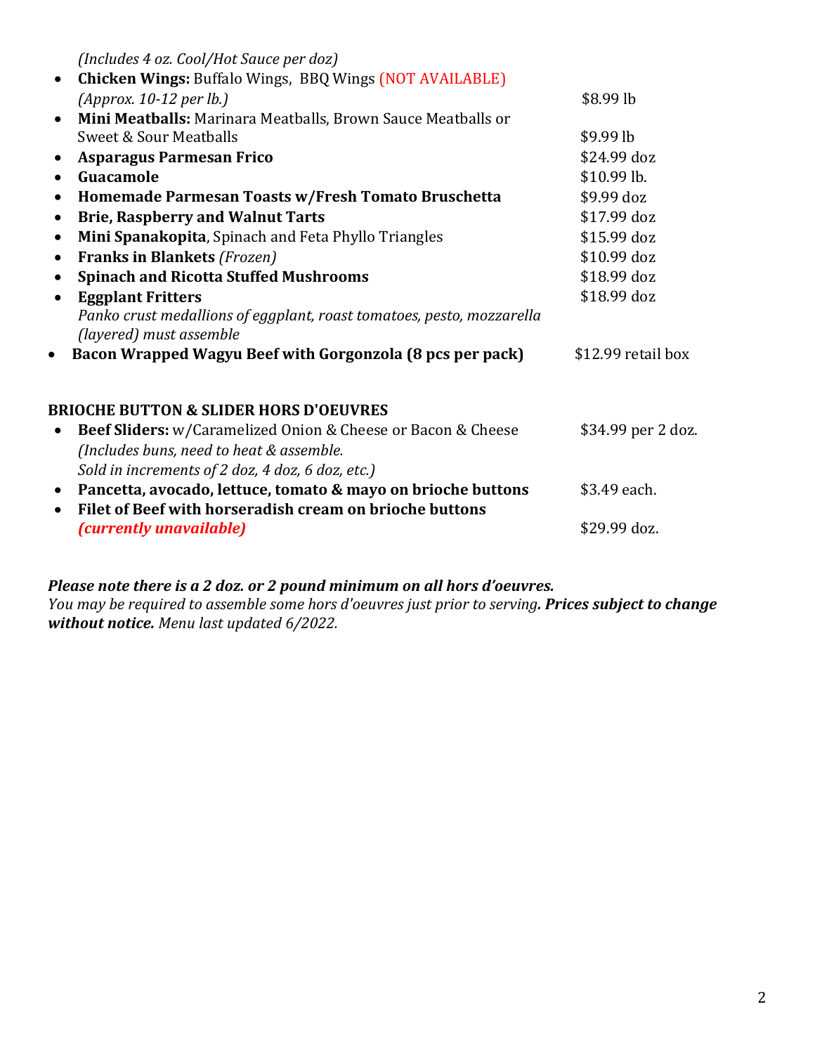*(Includes 4 oz. Cool/Hot Sauce per doz)*

- **Chicken Wings:** Buffalo Wings, BBQ Wings (NOT AVAILABLE)
  *(Approx. 10-12 per lb.)* $8.99 lb
- **Mini Meatballs:** Marinara Meatballs, Brown Sauce Meatballs or Sweet & Sour Meatballs $9.99 lb
- **Asparagus Parmesan Frico** $24.99 doz
- **Guacamole** $10.99 lb.
- **Homemade Parmesan Toasts w/Fresh Tomato Bruschetta** $9.99 doz
- **Brie, Raspberry and Walnut Tarts** $17.99 doz
- **Mini Spanakopita**, Spinach and Feta Phyllo Triangles $15.99 doz
- **Franks in Blankets** *(Frozen)* $10.99 doz
- **Spinach and Ricotta Stuffed Mushrooms** $18.99 doz
- **Eggplant Fritters** $18.99 doz
  *Panko crust medallions of eggplant, roast tomatoes, pesto, mozzarella (layered) must assemble*
- **Bacon Wrapped Wagyu Beef with Gorgonzola (8 pcs per pack)** $12.99 retail box

**BRIOCHE BUTTON & SLIDER HORS D'OEUVRES**

- **Beef Sliders:** w/Caramelized Onion & Cheese or Bacon & Cheese $34.99 per 2 doz.
  *(Includes buns, need to heat & assemble.*
  *Sold in increments of 2 doz, 4 doz, 6 doz, etc.)*
- **Pancetta, avocado, lettuce, tomato & mayo on brioche buttons** $3.49 each.
- **Filet of Beef with horseradish cream on brioche buttons**
  ***(currently unavailable)*** $29.99 doz.

***Please note there is a 2 doz. or 2 pound minimum on all hors d'oeuvres.***
*You may be required to assemble some hors d'oeuvres just prior to serving.* ***Prices subject to change without notice.*** *Menu last updated 6/2022.*